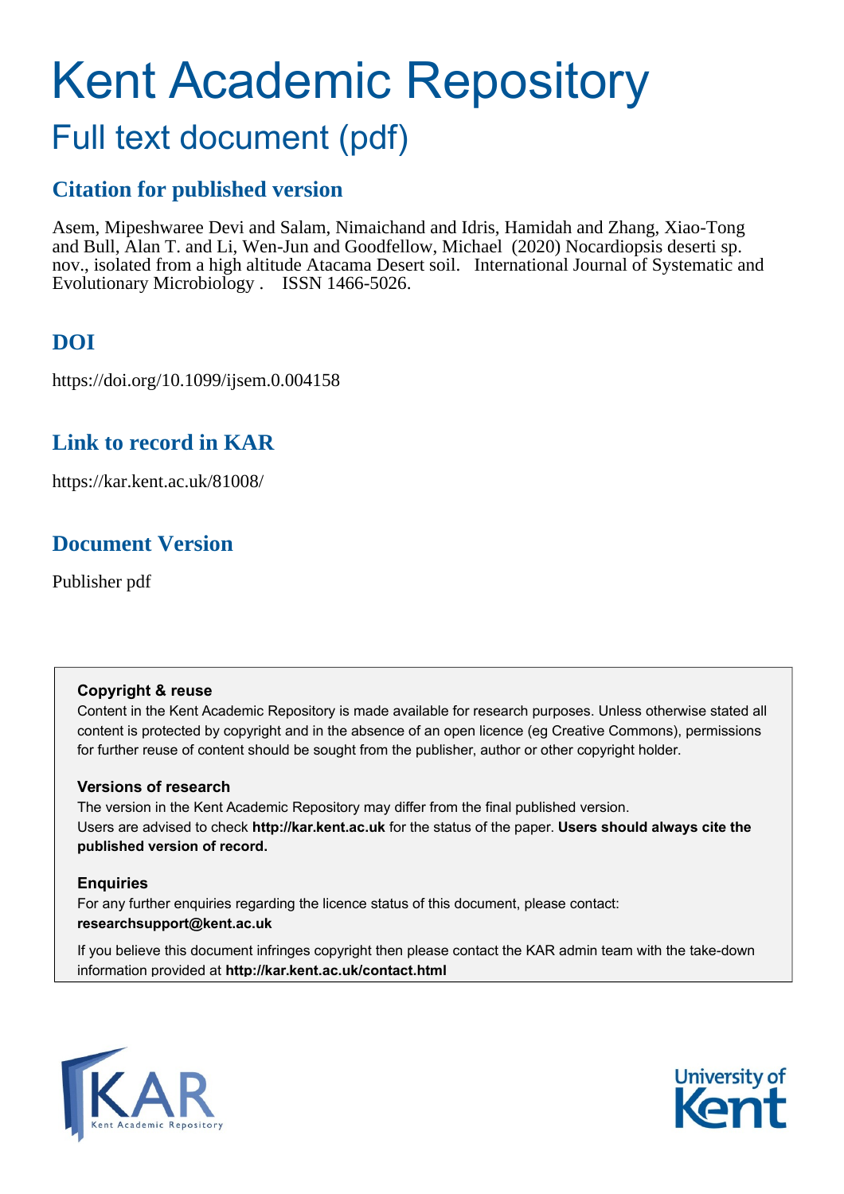# Kent Academic Repository

## Full text document (pdf)

### Citation for published version

Asem, Mipeshwaree Devi and Salam, Nimaichand and Idris, Hamidah and Zhang, Xiao-Tong and Bull, Alan T. and Li, Wen-Jun and Goodfellow, Michael (2020) Nocardiopsis deserti sp. nov., isolated from a high altitude Atacama Desert soil. International Journal of Systematic and Evolutionary Microbiology . ISSN 1466-5026.

### DOI

https://doi.org/10.1099/ijsem.0.004158

### Link to record in KAR

https://kar.kent.ac.uk/81008/

### Document Version

Publisher pdf

**Copyright & reuse**

Content in the Kent Academic Repository is made available for research purposes. Unless otherwise stated all content is protected by copyright and in the absence of an open licence (eg Creative Commons), permissions for further reuse of content should be sought from the publisher, author or other copyright holder.

**Versions of research**

The version in the Kent Academic Repository may differ from the final published version. Users are advised to check **http://kar.kent.ac.uk** for the status of the paper. **Users should always cite the published version of record.**

**Enquiries**

For any further enquiries regarding the licence status of this document, please contact: **researchsupport@kent.ac.uk**

If you believe this document infringes copyright then please contact the KAR admin team with the take-down information provided at **http://kar.kent.ac.uk/contact.html**

KAR Kent Academic Repository

University of Kent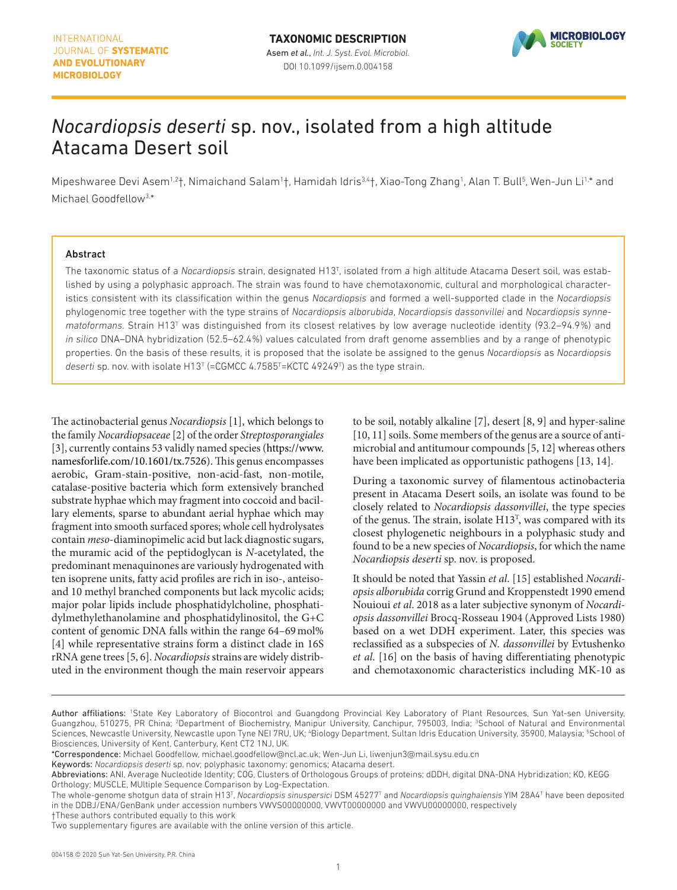# *Nocardiopsis deserti* sp. nov., isolated from a high altitude Atacama Desert soil

Mipeshwaree Devi Asem[1,2]†, Nimaichand Salam[1]†, Hamidah Idris[3,4]†, Xiao-Tong Zhang[1], Alan T. Bull[5], Wen-Jun Li[1,*] and Michael Goodfellow[3,*]

### Abstract

The taxonomic status of a *Nocardiopsis* strain, designated H13$^T$, isolated from a high altitude Atacama Desert soil, was established by using a polyphasic approach. The strain was found to have chemotaxonomic, cultural and morphological characteristics consistent with its classification within the genus *Nocardiopsis* and formed a well-supported clade in the *Nocardiopsis* phylogenomic tree together with the type strains of *Nocardiopsis alborubida*, *Nocardiopsis dassonvillei* and *Nocardiopsis synnematoformans*. Strain H13$^T$ was distinguished from its closest relatives by low average nucleotide identity (93.2–94.9%) and *in silico* DNA–DNA hybridization (52.5–62.4%) values calculated from draft genome assemblies and by a range of phenotypic properties. On the basis of these results, it is proposed that the isolate be assigned to the genus *Nocardiopsis* as *Nocardiopsis deserti* sp. nov. with isolate H13$^T$ (=CGMCC 4.7585$^T$=KCTC 49249$^T$) as the type strain.

The actinobacterial genus *Nocardiopsis* [1], which belongs to the family *Nocardiopsaceae* [2] of the order *Streptosporangiales* [3], currently contains 53 validly named species (https://www.namesforlife.com/10.1601/tx.7526). This genus encompasses aerobic, Gram-stain-positive, non-acid-fast, non-motile, catalase-positive bacteria which form extensively branched substrate hyphae which may fragment into coccoid and bacillary elements, sparse to abundant aerial hyphae which may fragment into smooth surfaced spores; whole cell hydrolysates contain *meso*-diaminopimelic acid but lack diagnostic sugars, the muramic acid of the peptidoglycan is *N*-acetylated, the predominant menaquinones are variously hydrogenated with ten isoprene units, fatty acid profiles are rich in iso-, anteiso- and 10 methyl branched components but lack mycolic acids; major polar lipids include phosphatidylcholine, phosphatidylmethylethanolamine and phosphatidylinositol, the G+C content of genomic DNA falls within the range 64–69 mol% [4] while representative strains form a distinct clade in 16S rRNA gene trees [5, 6]. *Nocardiopsis* strains are widely distributed in the environment though the main reservoir appears to be soil, notably alkaline [7], desert [8, 9] and hyper-saline [10, 11] soils. Some members of the genus are a source of antimicrobial and antitumour compounds [5, 12] whereas others have been implicated as opportunistic pathogens [13, 14].

During a taxonomic survey of filamentous actinobacteria present in Atacama Desert soils, an isolate was found to be closely related to *Nocardiopsis dassonvillei*, the type species of the genus. The strain, isolate H13$^T$, was compared with its closest phylogenetic neighbours in a polyphasic study and found to be a new species of *Nocardiopsis*, for which the name *Nocardiopsis deserti* sp. nov. is proposed.

It should be noted that Yassin *et al.* [15] established *Nocardiopsis alborubida* corrig Grund and Kroppenstedt 1990 emend Nouioui *et al.* 2018 as a later subjective synonym of *Nocardiopsis dassonvillei* Brocq-Rosseau 1904 (Approved Lists 1980) based on a wet DDH experiment. Later, this species was reclassified as a subspecies of *N. dassonvillei* by Evtushenko *et al.* [16] on the basis of having differentiating phenotypic and chemotaxonomic characteristics including MK-10 as

---

Author affiliations: [1]State Key Laboratory of Biocontrol and Guangdong Provincial Key Laboratory of Plant Resources, Sun Yat-sen University, Guangzhou, 510275, PR China; [2]Department of Biochemistry, Manipur University, Canchipur, 795003, India; [3]School of Natural and Environmental Sciences, Newcastle University, Newcastle upon Tyne NEI 7RU, UK; [4]Biology Department, Sultan Idris Education University, 35900, Malaysia; [5]School of Biosciences, University of Kent, Canterbury, Kent CT2 1NJ, UK.

*Correspondence: Michael Goodfellow, michael.goodfellow@ncl.ac.uk; Wen-Jun Li, liwenjun3@mail.sysu.edu.cn

Keywords: *Nocardiopsis deserti* sp. nov; polyphasic taxonomy; genomics; Atacama desert.

Abbreviations: ANI, Average Nucleotide Identity; COG, Clusters of Orthologous Groups of proteins; dDDH, digital DNA-DNA Hybridization; KO, KEGG Orthology; MUSCLE, MUltiple Sequence Comparison by Log-Expectation.

The whole-genome shotgun data of strain H13$^T$, *Nocardiopsis sinuspersici* DSM 45277$^T$ and *Nocardiopsis quinghaiensis* YIM 28A4$^T$ have been deposited in the DDBJ/ENA/GenBank under accession numbers VWVS00000000, VWVT00000000 and VWVU00000000, respectively

†These authors contributed equally to this work

Two supplementary figures are available with the online version of this article.

004158 © 2020 Sun Yat-Sen University, P.R. China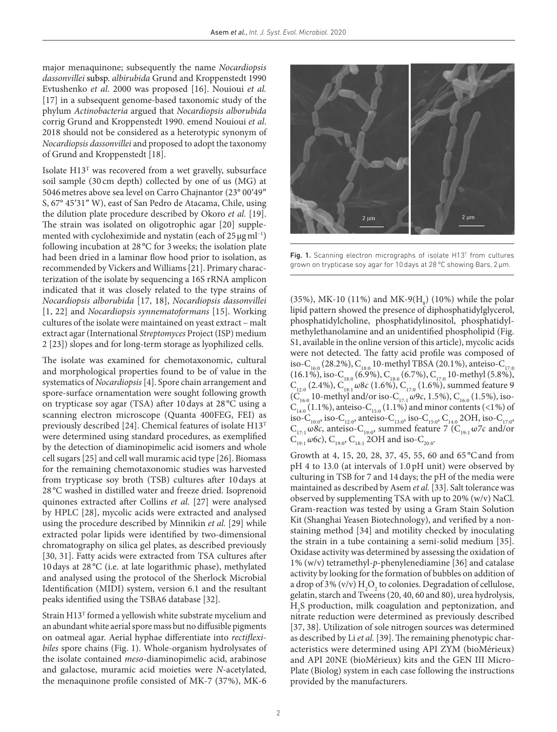major menaquinone; subsequently the name *Nocardiopsis dassonvillei* subsp. *albirubida* Grund and Kroppenstedt 1990 Evtushenko *et al*. 2000 was proposed [16]. Nouioui *et al.* [17] in a subsequent genome-based taxonomic study of the phylum *Actinobacteria* argued that *Nocardiopsis alborubida* corrig Grund and Kroppenstedt 1990. emend Nouioui *et al*. 2018 should not be considered as a heterotypic synonym of *Nocardiopsis dassonvillei* and proposed to adopt the taxonomy of Grund and Kroppenstedt [18].

Isolate H13$^T$ was recovered from a wet gravelly, subsurface soil sample (30 cm depth) collected by one of us (MG) at 5046 metres above sea level on Carro Chajnantor (23° 00′49″ S, 67° 45′31″ W), east of San Pedro de Atacama, Chile, using the dilution plate procedure described by Okoro *et al.* [19]. The strain was isolated on oligotrophic agar [20] supplemented with cycloheximide and nystatin (each of 25 µg ml$^{-1}$) following incubation at 28 °C for 3 weeks; the isolation plate had been dried in a laminar flow hood prior to isolation, as recommended by Vickers and Williams [21]. Primary characterization of the isolate by sequencing a 16S rRNA amplicon indicated that it was closely related to the type strains of *Nocardiopsis alborubida* [17, 18], *Nocardiopsis dassonvillei* [1, 22] and *Nocardiopsis synnematoformans* [15]. Working cultures of the isolate were maintained on yeast extract – malt extract agar (International *Streptomyces* Project (ISP) medium 2 [23]) slopes and for long-term storage as lyophilized cells.

The isolate was examined for chemotaxonomic, cultural and morphological properties found to be of value in the systematics of *Nocardiopsis* [4]. Spore chain arrangement and spore-surface ornamentation were sought following growth on trypticase soy agar (TSA) after 10 days at 28 °C using a scanning electron microscope (Quanta 400FEG, FEI) as previously described [24]. Chemical features of isolate H13$^T$ were determined using standard procedures, as exemplified by the detection of diaminopimelic acid isomers and whole cell sugars [25] and cell wall muramic acid type [26]. Biomass for the remaining chemotaxonomic studies was harvested from trypticase soy broth (TSB) cultures after 10 days at 28 °C washed in distilled water and freeze dried. Isoprenoid quinones extracted after Collins *et al.* [27] were analysed by HPLC [28], mycolic acids were extracted and analysed using the procedure described by Minnikin *et al.* [29] while extracted polar lipids were identified by two-dimensional chromatography on silica gel plates, as described previously [30, 31]. Fatty acids were extracted from TSA cultures after 10 days at 28 °C (i.e. at late logarithmic phase), methylated and analysed using the protocol of the Sherlock Microbial Identification (MIDI) system, version 6.1 and the resultant peaks identified using the TSBA6 database [32].

Strain H13$^T$ formed a yellowish white substrate mycelium and an abundant white aerial spore mass but no diffusible pigments on oatmeal agar. Aerial hyphae differentiate into *rectiflexibiles* spore chains (Fig. 1). Whole-organism hydrolysates of the isolate contained *meso*-diaminopimelic acid, arabinose and galactose, muramic acid moieties were *N*-acetylated, the menaquinone profile consisted of MK-7 (37%), MK-6 (35%), MK-10 (11%) and MK-9(H$_8$) (10%) while the polar lipid pattern showed the presence of diphosphatidylglycerol, phosphatidylcholine, phosphatidylinositol, phosphatidylmethylethanolamine and an unidentified phospholipid (Fig. S1, available in the online version of this article), mycolic acids were not detected. The fatty acid profile was composed of iso-C$_{16:0}$ (28.2%), C$_{18:0}$ 10-methyl TBSA (20.1%), anteiso-C$_{17:0}$ (16.1%), iso-C$_{18:0}$ (6.9%), C$_{18:0}$ (6.7%), C$_{17:0}$ 10-methyl (5.8%), C$_{12:0}$ (2.4%), C$_{18:1}$ *ω8c* (1.6%), C$_{17:0}$ (1.6%), summed feature 9 (C$_{16:0}$ 10-methyl and/or iso-C$_{17:1}$ *ω9c*, 1.5%), C$_{16:0}$ (1.5%), iso-C$_{14:0}$ (1.1%), anteiso-C$_{15:0}$ (1.1%) and minor contents (<1%) of iso-C$_{10:0}$, iso-C$_{12:0}$, anteiso-C$_{13:0}$, iso-C$_{15:0}$, C$_{14:0}$ 2OH, iso-C$_{17:0}$, C$_{17:1}$ *ω8c*, anteiso-C$_{19:0}$, summed feature 7 (C$_{19:1}$ *ω7c* and/or C$_{19:1}$ *ω6c*), C$_{19:0}$, C$_{18:1}$ 2OH and iso-C$_{20:0}$.

Fig. 1. Scanning electron micrographs of isolate H13$^T$ from cultures grown on trypticase soy agar for 10 days at 28 °C showing Bars, 2 µm.

Growth at 4, 15, 20, 28, 37, 45, 55, 60 and 65 °C and from pH 4 to 13.0 (at intervals of 1.0 pH unit) were observed by culturing in TSB for 7 and 14 days; the pH of the media were maintained as described by Asem *et al.* [33]. Salt tolerance was observed by supplementing TSA with up to 20% (w/v) NaCl. Gram-reaction was tested by using a Gram Stain Solution Kit (Shanghai Yeasen Biotechnology), and verified by a non-staining method [34] and motility checked by inoculating the strain in a tube containing a semi-solid medium [35]. Oxidase activity was determined by assessing the oxidation of 1% (w/v) tetramethyl-*p*-phenylenediamine [36] and catalase activity by looking for the formation of bubbles on addition of a drop of 3% (v/v) $H_2O_2$ to colonies. Degradation of cellulose, gelatin, starch and Tweens (20, 40, 60 and 80), urea hydrolysis, $H_2S$ production, milk coagulation and peptonization, and nitrate reduction were determined as previously described [37, 38]. Utilization of sole nitrogen sources was determined as described by Li *et al.* [39]. The remaining phenotypic characteristics were determined using API ZYM (bioMérieux) and API 20NE (bioMérieux) kits and the GEN III MicroPlate (Biolog) system in each case following the instructions provided by the manufacturers.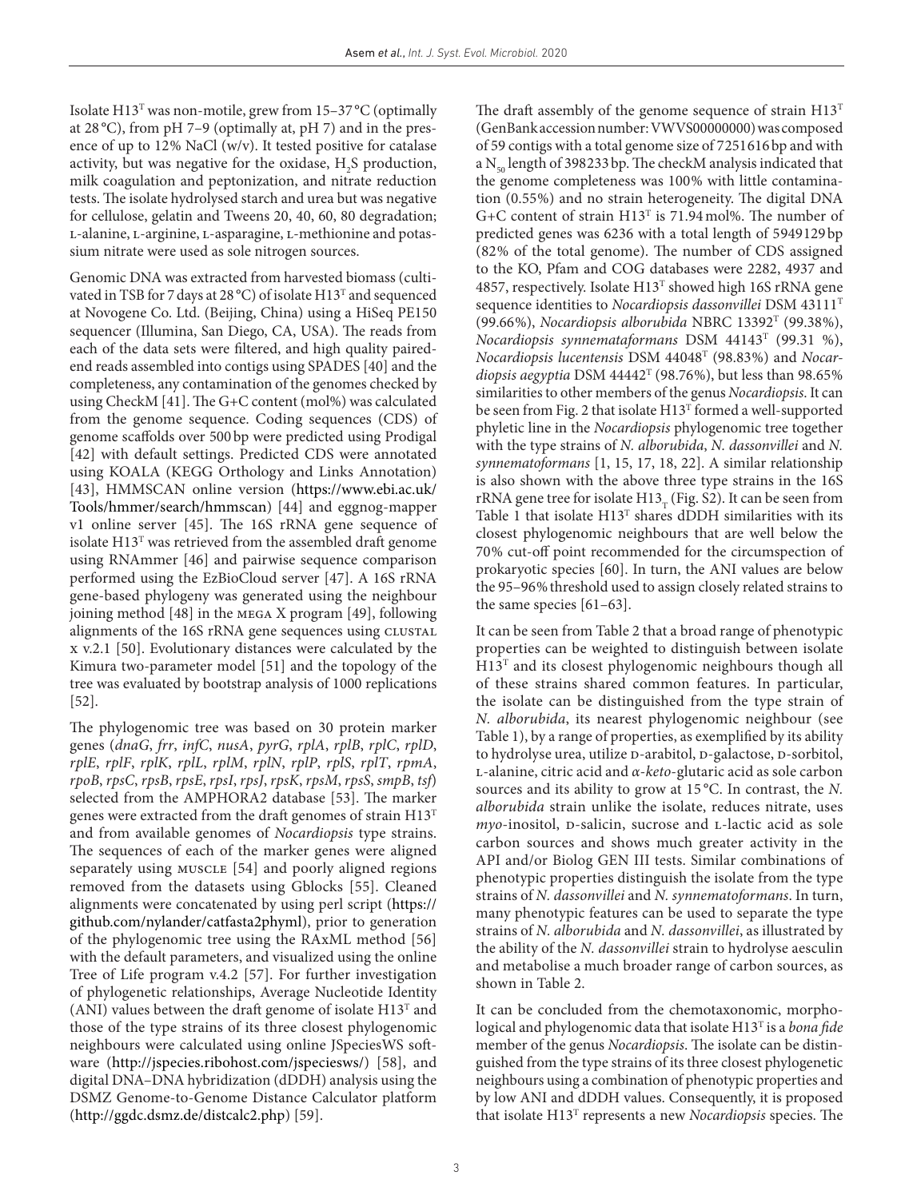Isolate H13$^T$ was non-motile, grew from 15–37 °C (optimally at 28 °C), from pH 7–9 (optimally at, pH 7) and in the presence of up to 12% NaCl (w/v). It tested positive for catalase activity, but was negative for the oxidase, $H_2S$ production, milk coagulation and peptonization, and nitrate reduction tests. The isolate hydrolysed starch and urea but was negative for cellulose, gelatin and Tweens 20, 40, 60, 80 degradation; L-alanine, L-arginine, L-asparagine, L-methionine and potassium nitrate were used as sole nitrogen sources.

Genomic DNA was extracted from harvested biomass (cultivated in TSB for 7 days at 28 °C) of isolate H13$^T$ and sequenced at Novogene Co. Ltd. (Beijing, China) using a HiSeq PE150 sequencer (Illumina, San Diego, CA, USA). The reads from each of the data sets were filtered, and high quality paired-end reads assembled into contigs using SPADES [40] and the completeness, any contamination of the genomes checked by using CheckM [41]. The G+C content (mol%) was calculated from the genome sequence. Coding sequences (CDS) of genome scaffolds over 500 bp were predicted using Prodigal [42] with default settings. Predicted CDS were annotated using KOALA (KEGG Orthology and Links Annotation) [43], HMMSCAN online version (https://www.ebi.ac.uk/Tools/hmmer/search/hmmscan) [44] and eggnog-mapper v1 online server [45]. The 16S rRNA gene sequence of isolate H13$^T$ was retrieved from the assembled draft genome using RNAmmer [46] and pairwise sequence comparison performed using the EzBioCloud server [47]. A 16S rRNA gene-based phylogeny was generated using the neighbour joining method [48] in the MEGA X program [49], following alignments of the 16S rRNA gene sequences using CLUSTAL X v.2.1 [50]. Evolutionary distances were calculated by the Kimura two-parameter model [51] and the topology of the tree was evaluated by bootstrap analysis of 1000 replications [52].

The phylogenomic tree was based on 30 protein marker genes (*dnaG*, *frr*, *infC*, *nusA*, *pyrG*, *rplA*, *rplB*, *rplC*, *rplD*, *rplE*, *rplF*, *rplK*, *rplL*, *rplM*, *rplN*, *rplP*, *rplS*, *rplT*, *rpmA*, *rpoB*, *rpsC*, *rpsB*, *rpsE*, *rpsI*, *rpsJ*, *rpsK*, *rpsM*, *rpsS*, *smpB*, *tsf*) selected from the AMPHORA2 database [53]. The marker genes were extracted from the draft genomes of strain H13$^T$ and from available genomes of *Nocardiopsis* type strains. The sequences of each of the marker genes were aligned separately using MUSCLE [54] and poorly aligned regions removed from the datasets using Gblocks [55]. Cleaned alignments were concatenated by using perl script (https://github.com/nylander/catfasta2phyml), prior to generation of the phylogenomic tree using the RAxML method [56] with the default parameters, and visualized using the online Tree of Life program v.4.2 [57]. For further investigation of phylogenetic relationships, Average Nucleotide Identity (ANI) values between the draft genome of isolate H13$^T$ and those of the type strains of its three closest phylogenomic neighbours were calculated using online JSpeciesWS software (http://jspecies.ribohost.com/jspeciesws/) [58], and digital DNA–DNA hybridization (dDDH) analysis using the DSMZ Genome-to-Genome Distance Calculator platform (http://ggdc.dsmz.de/distcalc2.php) [59].

The draft assembly of the genome sequence of strain H13$^T$ (GenBank accession number: VWVS00000000) was composed of 59 contigs with a total genome size of 7251616 bp and with a $N_{50}$ length of 398233 bp. The checkM analysis indicated that the genome completeness was 100% with little contamination (0.55%) and no strain heterogeneity. The digital DNA G+C content of strain H13$^T$ is 71.94 mol%. The number of predicted genes was 6236 with a total length of 5949129 bp (82% of the total genome). The number of CDS assigned to the KO, Pfam and COG databases were 2282, 4937 and 4857, respectively. Isolate H13$^T$ showed high 16S rRNA gene sequence identities to *Nocardiopsis dassonvillei* DSM 43111$^T$ (99.66%), *Nocardiopsis alborubida* NBRC 13392$^T$ (99.38%), *Nocardiopsis synnemataformans* DSM 44143$^T$ (99.31 %), *Nocardiopsis lucentensis* DSM 44048$^T$ (98.83%) and *Nocardiopsis aegyptia* DSM 44442$^T$ (98.76%), but less than 98.65% similarities to other members of the genus *Nocardiopsis*. It can be seen from Fig. 2 that isolate H13$^T$ formed a well-supported phyletic line in the *Nocardiopsis* phylogenomic tree together with the type strains of *N. alborubida*, *N. dassonvillei* and *N. synnematoformans* [1, 15, 17, 18, 22]. A similar relationship is also shown with the above three type strains in the 16S rRNA gene tree for isolate $H13_T$ (Fig. S2). It can be seen from Table 1 that isolate H13$^T$ shares dDDH similarities with its closest phylogenomic neighbours that are well below the 70% cut-off point recommended for the circumspection of prokaryotic species [60]. In turn, the ANI values are below the 95–96% threshold used to assign closely related strains to the same species [61–63].

It can be seen from Table 2 that a broad range of phenotypic properties can be weighted to distinguish between isolate H13$^T$ and its closest phylogenomic neighbours though all of these strains shared common features. In particular, the isolate can be distinguished from the type strain of *N. alborubida*, its nearest phylogenomic neighbour (see Table 1), by a range of properties, as exemplified by its ability to hydrolyse urea, utilize D-arabitol, D-galactose, D-sorbitol, L-alanine, citric acid and *α-keto*-glutaric acid as sole carbon sources and its ability to grow at 15 °C. In contrast, the *N. alborubida* strain unlike the isolate, reduces nitrate, uses *myo*-inositol, D-salicin, sucrose and L-lactic acid as sole carbon sources and shows much greater activity in the API and/or Biolog GEN III tests. Similar combinations of phenotypic properties distinguish the isolate from the type strains of *N. dassonvillei* and *N. synnematoformans*. In turn, many phenotypic features can be used to separate the type strains of *N. alborubida* and *N. dassonvillei*, as illustrated by the ability of the *N. dassonvillei* strain to hydrolyse aesculin and metabolise a much broader range of carbon sources, as shown in Table 2.

It can be concluded from the chemotaxonomic, morphological and phylogenomic data that isolate H13$^T$ is a *bona fide* member of the genus *Nocardiopsis*. The isolate can be distinguished from the type strains of its three closest phylogenetic neighbours using a combination of phenotypic properties and by low ANI and dDDH values. Consequently, it is proposed that isolate H13$^T$ represents a new *Nocardiopsis* species. The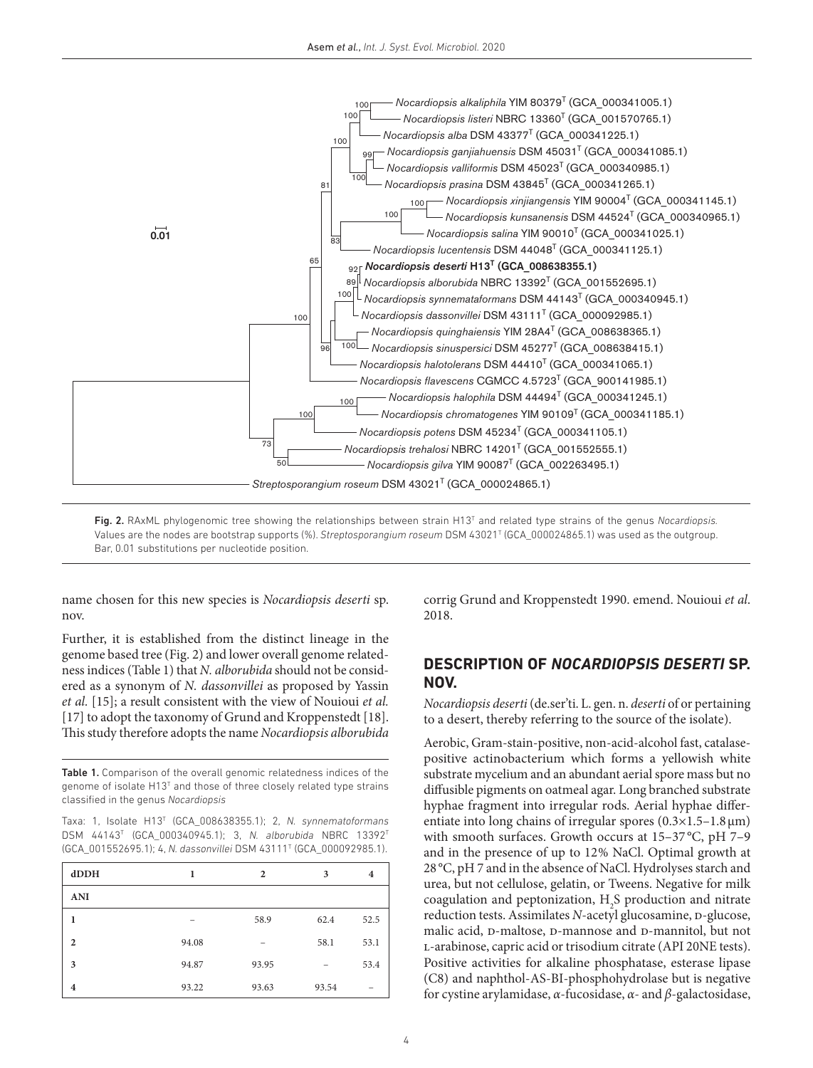Fig. 2. RAxML phylogenomic tree showing the relationships between strain H13[T] and related type strains of the genus *Nocardiopsis*. Values are the nodes are bootstrap supports (%). *Streptosporangium roseum* DSM 43021[T] (GCA_000024865.1) was used as the outgroup. Bar, 0.01 substitutions per nucleotide position.

name chosen for this new species is *Nocardiopsis deserti* sp. nov.

Further, it is established from the distinct lineage in the genome based tree (Fig. 2) and lower overall genome relatedness indices (Table 1) that *N. alborubida* should not be considered as a synonym of *N. dassonvillei* as proposed by Yassin *et al.* [15]; a result consistent with the view of Nouioui *et al.* [17] to adopt the taxonomy of Grund and Kroppenstedt [18]. This study therefore adopts the name *Nocardiopsis alborubida* corrig Grund and Kroppenstedt 1990. emend. Nouioui *et al*. 2018.

Table 1. Comparison of the overall genomic relatedness indices of the genome of isolate H13[T] and those of three closely related type strains classified in the genus *Nocardiopsis*

Taxa: 1, Isolate H13[T] (GCA_008638355.1); 2, *N. synnematoformans* DSM 44143[T] (GCA_000340945.1); 3, *N. alborubida* NBRC 13392[T] (GCA_001552695.1); 4, *N. dassonvillei* DSM 43111[T] (GCA_000092985.1).

| dDDH | 1 | 2 | 3 | 4 |
|---|---|---|---|---|
| **ANI** | | | | |
| **1** | – | 58.9 | 62.4 | 52.5 |
| **2** | 94.08 | – | 58.1 | 53.1 |
| **3** | 94.87 | 93.95 | – | 53.4 |
| **4** | 93.22 | 93.63 | 93.54 | – |

## DESCRIPTION OF *NOCARDIOPSIS DESERTI* SP. NOV.

*Nocardiopsis deserti* (de.ser'ti. L. gen. n. *deserti* of or pertaining to a desert, thereby referring to the source of the isolate).

Aerobic, Gram-stain-positive, non-acid-alcohol fast, catalase-positive actinobacterium which forms a yellowish white substrate mycelium and an abundant aerial spore mass but no diffusible pigments on oatmeal agar. Long branched substrate hyphae fragment into irregular rods. Aerial hyphae differentiate into long chains of irregular spores (0.3×1.5–1.8 µm) with smooth surfaces. Growth occurs at 15–37 °C, pH 7–9 and in the presence of up to 12% NaCl. Optimal growth at 28 °C, pH 7 and in the absence of NaCl. Hydrolyses starch and urea, but not cellulose, gelatin, or Tweens. Negative for milk coagulation and peptonization, $H_2S$ production and nitrate reduction tests. Assimilates *N*-acetyl glucosamine, D-glucose, malic acid, D-maltose, D-mannose and D-mannitol, but not L-arabinose, capric acid or trisodium citrate (API 20NE tests). Positive activities for alkaline phosphatase, esterase lipase (C8) and naphthol-AS-BI-phosphohydrolase but is negative for cystine arylamidase, *α*-fucosidase, *α*- and *β*-galactosidase,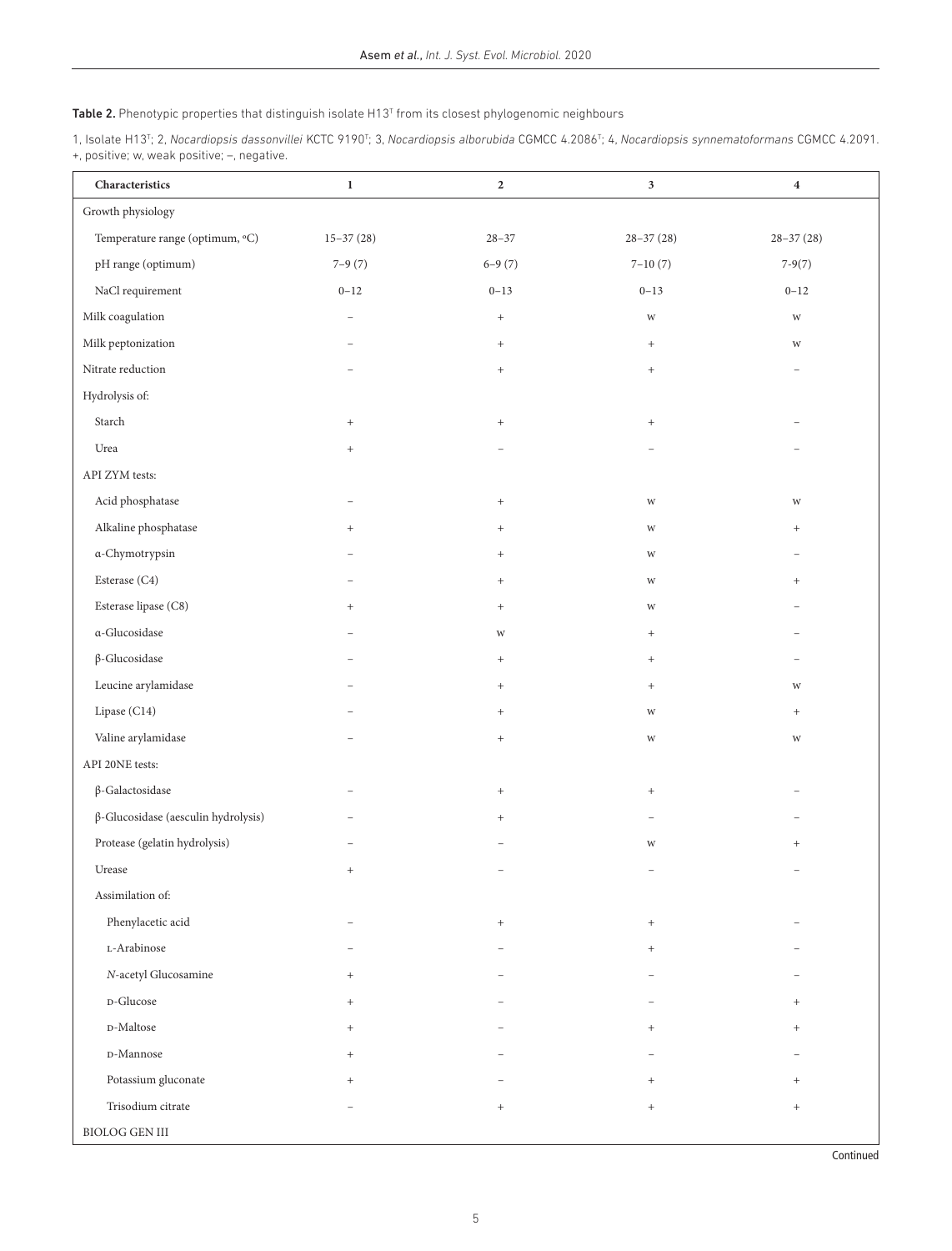**Table 2.** Phenotypic properties that distinguish isolate H13[T] from its closest phylogenomic neighbours

1, Isolate H13[T]; 2, *Nocardiopsis dassonvillei* KCTC 9190[T]; 3, *Nocardiopsis alborubida* CGMCC 4.2086[T]; 4, *Nocardiopsis synnematoformans* CGMCC 4.2091. +, positive; w, weak positive; –, negative.

| Characteristics | 1 | 2 | 3 | 4 |
|---|---|---|---|---|
| Growth physiology | | | | |
| Temperature range (optimum, °C) | 15–37 (28) | 28–37 | 28–37 (28) | 28–37 (28) |
| pH range (optimum) | 7–9 (7) | 6–9 (7) | 7–10 (7) | 7-9(7) |
| NaCl requirement | 0–12 | 0–13 | 0–13 | 0–12 |
| Milk coagulation | – | + | w | w |
| Milk peptonization | – | + | + | w |
| Nitrate reduction | – | + | + | – |
| Hydrolysis of: | | | | |
| Starch | + | + | + | – |
| Urea | + | – | – | – |
| API ZYM tests: | | | | |
| Acid phosphatase | – | + | w | w |
| Alkaline phosphatase | + | + | w | + |
| α-Chymotrypsin | – | + | w | – |
| Esterase (C4) | – | + | w | + |
| Esterase lipase (C8) | + | + | w | – |
| α-Glucosidase | – | w | + | – |
| β-Glucosidase | – | + | + | – |
| Leucine arylamidase | – | + | + | w |
| Lipase (C14) | – | + | w | + |
| Valine arylamidase | – | + | w | w |
| API 20NE tests: | | | | |
| β-Galactosidase | – | + | + | – |
| β-Glucosidase (aesculin hydrolysis) | – | + | – | – |
| Protease (gelatin hydrolysis) | – | – | w | + |
| Urease | + | – | – | – |
| Assimilation of: | | | | |
| Phenylacetic acid | – | + | + | – |
| L-Arabinose | – | – | + | – |
| *N*-acetyl Glucosamine | + | – | – | – |
| D-Glucose | + | – | – | + |
| D-Maltose | + | – | + | + |
| D-Mannose | + | – | – | – |
| Potassium gluconate | + | – | + | + |
| Trisodium citrate | – | + | + | + |
| BIOLOG GEN III | | | | |

Continued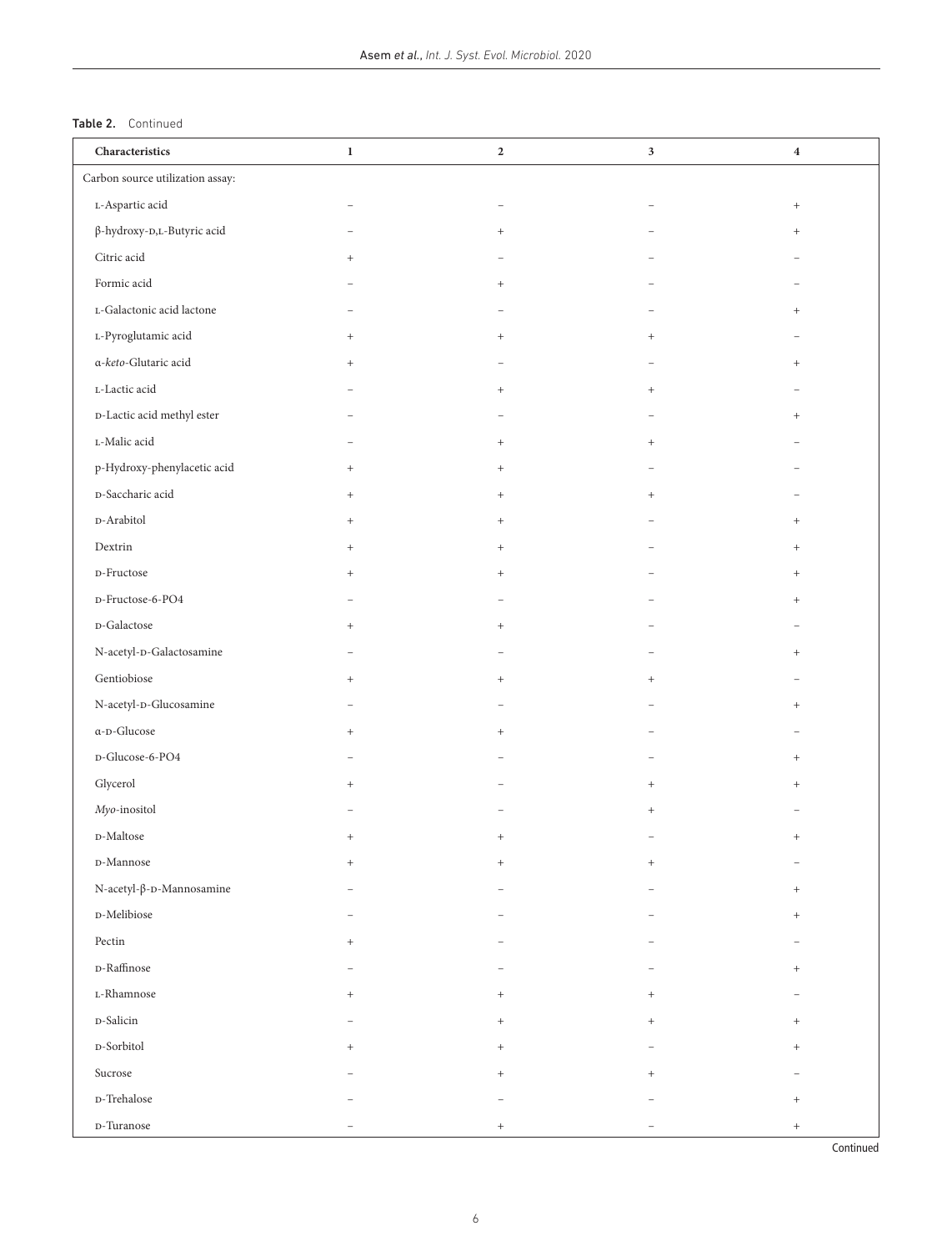**Table 2.** Continued

| Characteristics | 1 | 2 | 3 | 4 |
|---|---|---|---|---|
| Carbon source utilization assay: | | | | |
| L-Aspartic acid | − | − | − | + |
| β-hydroxy-D,L-Butyric acid | − | + | − | + |
| Citric acid | + | − | − | − |
| Formic acid | − | + | − | − |
| L-Galactonic acid lactone | − | − | − | + |
| L-Pyroglutamic acid | + | + | + | − |
| α-*keto*-Glutaric acid | + | − | − | + |
| L-Lactic acid | − | + | + | − |
| D-Lactic acid methyl ester | − | − | − | + |
| L-Malic acid | − | + | + | − |
| p-Hydroxy-phenylacetic acid | + | + | − | − |
| D-Saccharic acid | + | + | + | − |
| D-Arabitol | + | + | − | + |
| Dextrin | + | + | − | + |
| D-Fructose | + | + | − | + |
| D-Fructose-6-PO4 | − | − | − | + |
| D-Galactose | + | + | − | − |
| N-acetyl-D-Galactosamine | − | − | − | + |
| Gentiobiose | + | + | + | − |
| N-acetyl-D-Glucosamine | − | − | − | + |
| α-D-Glucose | + | + | − | − |
| D-Glucose-6-PO4 | − | − | − | + |
| Glycerol | + | − | + | + |
| *Myo*-inositol | − | − | + | − |
| D-Maltose | + | + | − | + |
| D-Mannose | + | + | + | − |
| N-acetyl-β-D-Mannosamine | − | − | − | + |
| D-Melibiose | − | − | − | + |
| Pectin | + | − | − | − |
| D-Raffinose | − | − | − | + |
| L-Rhamnose | + | + | + | − |
| D-Salicin | − | + | + | + |
| D-Sorbitol | + | + | − | + |
| Sucrose | − | + | + | − |
| D-Trehalose | − | − | − | + |
| D-Turanose | − | + | − | + |

Continued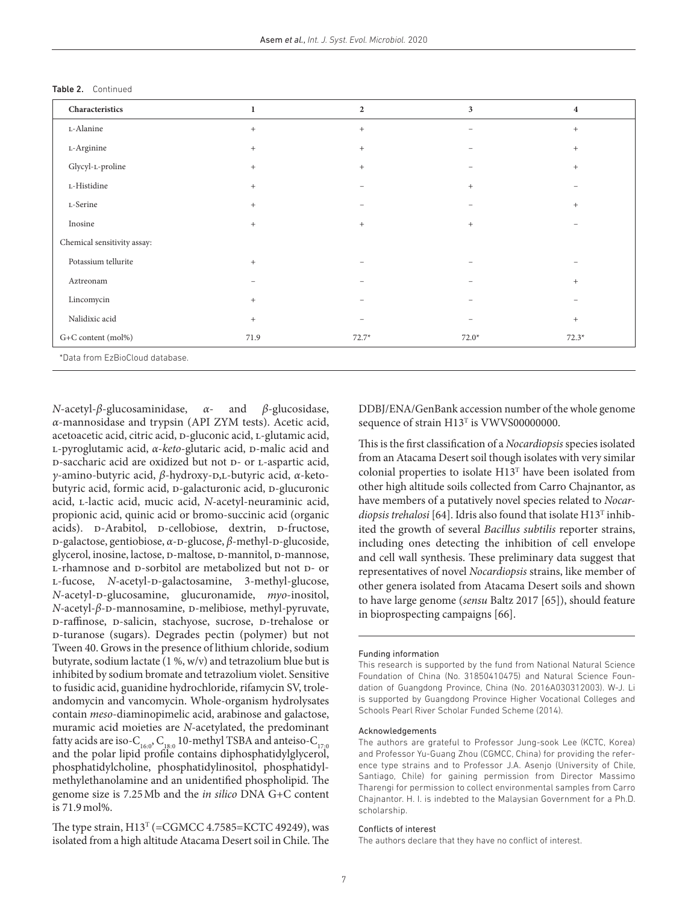Table 2. Continued

| Characteristics | 1 | 2 | 3 | 4 |
|---|---|---|---|---|
| L-Alanine | + | + | − | + |
| L-Arginine | + | + | − | + |
| Glycyl-L-proline | + | + | − | + |
| L-Histidine | + | − | + | − |
| L-Serine | + | − | − | + |
| Inosine | + | + | + | − |
| Chemical sensitivity assay: | | | | |
| Potassium tellurite | + | − | − | − |
| Aztreonam | − | − | − | + |
| Lincomycin | + | − | − | − |
| Nalidixic acid | + | − | − | + |
| G+C content (mol%) | 71.9 | 72.7* | 72.0* | 72.3* |

*Data from EzBioCloud database.

*N*-acetyl-*β*-glucosaminidase, *α*- and *β*-glucosidase, *α*-mannosidase and trypsin (API ZYM tests). Acetic acid, acetoacetic acid, citric acid, D-gluconic acid, L-glutamic acid, L-pyroglutamic acid, *α*-*keto*-glutaric acid, D-malic acid and D-saccharic acid are oxidized but not D- or L-aspartic acid, *γ*-amino-butyric acid, *β*-hydroxy-D,L-butyric acid, *α*-keto-butyric acid, formic acid, D-galacturonic acid, D-glucuronic acid, L-lactic acid, mucic acid, *N*-acetyl-neuraminic acid, propionic acid, quinic acid or bromo-succinic acid (organic acids). D-Arabitol, D-cellobiose, dextrin, D-fructose, D-galactose, gentiobiose, *α*-D-glucose, *β*-methyl-D-glucoside, glycerol, inosine, lactose, D-maltose, D-mannitol, D-mannose, L-rhamnose and D-sorbitol are metabolized but not D- or L-fucose, *N*-acetyl-D-galactosamine, 3-methyl-glucose, *N*-acetyl-D-glucosamine, glucuronamide, *myo*-inositol, *N*-acetyl-*β*-D-mannosamine, D-melibiose, methyl-pyruvate, D-raffinose, D-salicin, stachyose, sucrose, D-trehalose or D-turanose (sugars). Degrades pectin (polymer) but not Tween 40. Grows in the presence of lithium chloride, sodium butyrate, sodium lactate (1 %, w/v) and tetrazolium blue but is inhibited by sodium bromate and tetrazolium violet. Sensitive to fusidic acid, guanidine hydrochloride, rifamycin SV, troleandomycin and vancomycin. Whole-organism hydrolysates contain *meso*-diaminopimelic acid, arabinose and galactose, muramic acid moieties are *N*-acetylated, the predominant fatty acids are iso-$C_{16:0}$, $C_{18:0}$ 10-methyl TSBA and anteiso-$C_{17:0}$ and the polar lipid profile contains diphosphatidylglycerol, phosphatidylcholine, phosphatidylinositol, phosphatidylmethylethanolamine and an unidentified phospholipid. The genome size is 7.25 Mb and the *in silico* DNA G+C content is 71.9 mol%.

The type strain, H13$^T$ (=CGMCC 4.7585=KCTC 49249), was isolated from a high altitude Atacama Desert soil in Chile. The DDBJ/ENA/GenBank accession number of the whole genome sequence of strain H13$^T$ is VWVS00000000.

This is the first classification of a *Nocardiopsis* species isolated from an Atacama Desert soil though isolates with very similar colonial properties to isolate H13$^T$ have been isolated from other high altitude soils collected from Carro Chajnantor, as have members of a putatively novel species related to *Nocardiopsis trehalosi* [64]. Idris also found that isolate H13$^T$ inhibited the growth of several *Bacillus subtilis* reporter strains, including ones detecting the inhibition of cell envelope and cell wall synthesis. These preliminary data suggest that representatives of novel *Nocardiopsis* strains, like member of other genera isolated from Atacama Desert soils and shown to have large genome (*sensu* Baltz 2017 [65]), should feature in bioprospecting campaigns [66].

#### Funding information

This research is supported by the fund from National Natural Science Foundation of China (No. 31850410475) and Natural Science Foundation of Guangdong Province, China (No. 2016A030312003). W-J. Li is supported by Guangdong Province Higher Vocational Colleges and Schools Pearl River Scholar Funded Scheme (2014).

#### Acknowledgements

The authors are grateful to Professor Jung-sook Lee (KCTC, Korea) and Professor Yu-Guang Zhou (CGMCC, China) for providing the reference type strains and to Professor J.A. Asenjo (University of Chile, Santiago, Chile) for gaining permission from Director Massimo Tharengi for permission to collect environmental samples from Carro Chajnantor. H. I. is indebted to the Malaysian Government for a Ph.D. scholarship.

#### Conflicts of interest

The authors declare that they have no conflict of interest.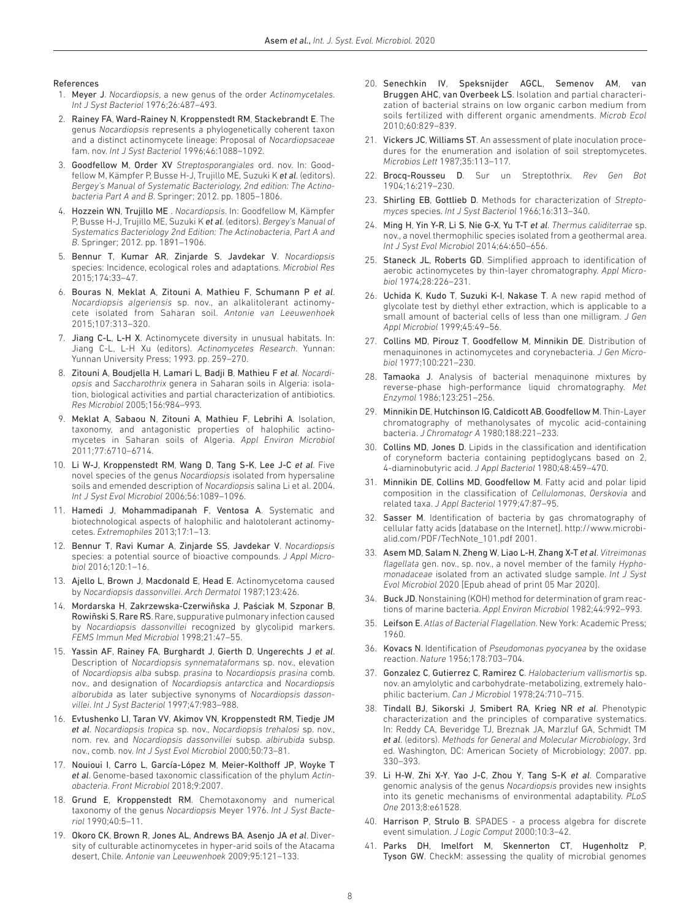## References

1. Meyer J. *Nocardiopsis*, a new genus of the order *Actinomycetales*. *Int J Syst Bacteriol* 1976;26:487–493.
2. Rainey FA, Ward-Rainey N, Kroppenstedt RM, Stackebrandt E. The genus *Nocardiopsis* represents a phylogenetically coherent taxon and a distinct actinomycete lineage: Proposal of *Nocardiopsaceae* fam. nov. *Int J Syst Bacteriol* 1996;46:1088–1092.
3. Goodfellow M, Order XV *Streptosporangiales* ord. nov. In: Goodfellow M, Kämpfer P, Busse H-J, Trujillo ME, Suzuki K *et al*. (editors). *Bergey's Manual of Systematic Bacteriology, 2nd edition: The Actinobacteria Part A and B*. Springer; 2012. pp. 1805–1806.
4. Hozzein WN, Trujillo ME . *Nocardiopsis*. In: Goodfellow M, Kämpfer P, Busse H-J, Trujillo ME, Suzuki K *et al.* (editors). *Bergey's Manual of Systematics Bacteriology 2nd Edition: The Actinobacteria, Part A and B*. Springer; 2012. pp. 1891–1906.
5. Bennur T, Kumar AR, Zinjarde S, Javdekar V. *Nocardiopsis* species: Incidence, ecological roles and adaptations. *Microbiol Res* 2015;174:33–47.
6. Bouras N, Meklat A, Zitouni A, Mathieu F, Schumann P *et al*. *Nocardiopsis algeriensis* sp. nov., an alkalitolerant actinomycete isolated from Saharan soil. *Antonie van Leeuwenhoek* 2015;107:313–320.
7. Jiang C-L, L-H X. Actinomycete diversity in unusual habitats. In: Jiang C-L, L-H Xu (editors). *Actinomycetes Research*. Yunnan: Yunnan University Press; 1993. pp. 259–270.
8. Zitouni A, Boudjella H, Lamari L, Badji B, Mathieu F *et al*. *Nocardiopsis* and *Saccharothrix* genera in Saharan soils in Algeria: isolation, biological activities and partial characterization of antibiotics. *Res Microbiol* 2005;156:984–993.
9. Meklat A, Sabaou N, Zitouni A, Mathieu F, Lebrihi A. Isolation, taxonomy, and antagonistic properties of halophilic actinomycetes in Saharan soils of Algeria. *Appl Environ Microbiol* 2011;77:6710–6714.
10. Li W-J, Kroppenstedt RM, Wang D, Tang S-K, Lee J-C *et al*. Five novel species of the genus *Nocardiopsis* isolated from hypersaline soils and emended description of *Nocardiopsis* salina Li et al. 2004. *Int J Syst Evol Microbiol* 2006;56:1089–1096.
11. Hamedi J, Mohammadipanah F, Ventosa A. Systematic and biotechnological aspects of halophilic and halotolerant actinomycetes. *Extremophiles* 2013;17:1–13.
12. Bennur T, Ravi Kumar A, Zinjarde SS, Javdekar V. *Nocardiopsis* species: a potential source of bioactive compounds. *J Appl Microbiol* 2016;120:1–16.
13. Ajello L, Brown J, Macdonald E, Head E. Actinomycetoma caused by *Nocardiopsis dassonvillei*. *Arch Dermatol* 1987;123:426.
14. Mordarska H, Zakrzewska-Czerwińska J, Paściak M, Szponar B, Rowiński S, Rare RS. Rare, suppurative pulmonary infection caused by *Nocardiopsis dassonvillei* recognized by glycolipid markers. *FEMS Immun Med Microbiol* 1998;21:47–55.
15. Yassin AF, Rainey FA, Burghardt J, Gierth D, Ungerechts J *et al*. Description of *Nocardiopsis synnemataformans* sp. nov., elevation of *Nocardiopsis alba* subsp. *prasina* to *Nocardiopsis prasina* comb. nov., and designation of *Nocardiopsis antarctica* and *Nocardiopsis alborubida* as later subjective synonyms of *Nocardiopsis dassonvillei*. *Int J Syst Bacteriol* 1997;47:983–988.
16. Evtushenko LI, Taran VV, Akimov VN, Kroppenstedt RM, Tiedje JM *et al*. *Nocardiopsis tropica* sp. nov., *Nocardiopsis trehalosi* sp. nov., nom. rev. and *Nocardiopsis dassonvillei* subsp. *albirubida* subsp. nov., comb. nov. *Int J Syst Evol Microbiol* 2000;50:73–81.
17. Nouioui I, Carro L, García-López M, Meier-Kolthoff JP, Woyke T *et al*. Genome-based taxonomic classification of the phylum *Actinobacteria*. *Front Microbiol* 2018;9:2007.
18. Grund E, Kroppenstedt RM. Chemotaxonomy and numerical taxonomy of the genus *Nocardiopsis* Meyer 1976. *Int J Syst Bacteriol* 1990;40:5–11.
19. Okoro CK, Brown R, Jones AL, Andrews BA, Asenjo JA *et al*. Diversity of culturable actinomycetes in hyper-arid soils of the Atacama desert, Chile. *Antonie van Leeuwenhoek* 2009;95:121–133.
20. Senechkin IV, Speksnijder AGCL, Semenov AM, van Bruggen AHC, van Overbeek LS. Isolation and partial characterization of bacterial strains on low organic carbon medium from soils fertilized with different organic amendments. *Microb Ecol* 2010;60:829–839.
21. Vickers JC, Williams ST. An assessment of plate inoculation procedures for the enumeration and isolation of soil streptomycetes. *Microbios Lett* 1987;35:113–117.
22. Brocq-Rousseu D. Sur un Streptothrix. *Rev Gen Bot* 1904;16:219–230.
23. Shirling EB, Gottlieb D. Methods for characterization of *Streptomyces* species. *Int J Syst Bacteriol* 1966;16:313–340.
24. Ming H, Yin Y-R, Li S, Nie G-X, Yu T-T *et al*. *Thermus caliditerrae* sp. nov., a novel thermophilic species isolated from a geothermal area. *Int J Syst Evol Microbiol* 2014;64:650–656.
25. Staneck JL, Roberts GD. Simplified approach to identification of aerobic actinomycetes by thin-layer chromatography. *Appl Microbiol* 1974;28:226–231.
26. Uchida K, Kudo T, Suzuki K-I, Nakase T. A new rapid method of glycolate test by diethyl ether extraction, which is applicable to a small amount of bacterial cells of less than one milligram. *J Gen Appl Microbiol* 1999;45:49–56.
27. Collins MD, Pirouz T, Goodfellow M, Minnikin DE. Distribution of menaquinones in actinomycetes and corynebacteria. *J Gen Microbiol* 1977;100:221–230.
28. Tamaoka J. Analysis of bacterial menaquinone mixtures by reverse-phase high-performance liquid chromatography. *Met Enzymol* 1986;123:251–256.
29. Minnikin DE, Hutchinson IG, Caldicott AB, Goodfellow M. Thin-Layer chromatography of methanolysates of mycolic acid-containing bacteria. *J Chromatogr A* 1980;188:221–233.
30. Collins MD, Jones D. Lipids in the classification and identification of coryneform bacteria containing peptidoglycans based on 2, 4-diaminobutyric acid. *J Appl Bacteriol* 1980;48:459–470.
31. Minnikin DE, Collins MD, Goodfellow M. Fatty acid and polar lipid composition in the classification of *Cellulomonas*, *Oerskovia* and related taxa. *J Appl Bacteriol* 1979;47:87–95.
32. Sasser M. Identification of bacteria by gas chromatography of cellular fatty acids [database on the Internet]. http://www.microbialid.com/PDF/TechNote_101.pdf 2001.
33. Asem MD, Salam N, Zheng W, Liao L-H, Zhang X-T *et al*. *Vitreimonas flagellata* gen. nov., sp. nov., a novel member of the family *Hyphomonadaceae* isolated from an activated sludge sample. *Int J Syst Evol Microbiol* 2020 [Epub ahead of print 05 Mar 2020].
34. Buck JD. Nonstaining (KOH) method for determination of gram reactions of marine bacteria. *Appl Environ Microbiol* 1982;44:992–993.
35. Leifson E. *Atlas of Bacterial Flagellation*. New York: Academic Press; 1960.
36. Kovacs N. Identification of *Pseudomonas pyocyanea* by the oxidase reaction. *Nature* 1956;178:703–704.
37. Gonzalez C, Gutierrez C, Ramirez C. *Halobacterium vallismortis* sp. nov. an amylolytic and carbohydrate-metabolizing, extremely halophilic bacterium. *Can J Microbiol* 1978;24:710–715.
38. Tindall BJ, Sikorski J, Smibert RA, Krieg NR *et al*. Phenotypic characterization and the principles of comparative systematics. In: Reddy CA, Beveridge TJ, Breznak JA, Marzluf GA, Schmidt TM *et al*. (editors). *Methods for General and Molecular Microbiology*, 3rd ed. Washington, DC: American Society of Microbiology; 2007. pp. 330–393.
39. Li H-W, Zhi X-Y, Yao J-C, Zhou Y, Tang S-K *et al*. Comparative genomic analysis of the genus *Nocardiopsis* provides new insights into its genetic mechanisms of environmental adaptability. *PLoS One* 2013;8:e61528.
40. Harrison P, Strulo B. SPADES - a process algebra for discrete event simulation. *J Logic Comput* 2000;10:3–42.
41. Parks DH, Imelfort M, Skennerton CT, Hugenholtz P, Tyson GW. CheckM: assessing the quality of microbial genomes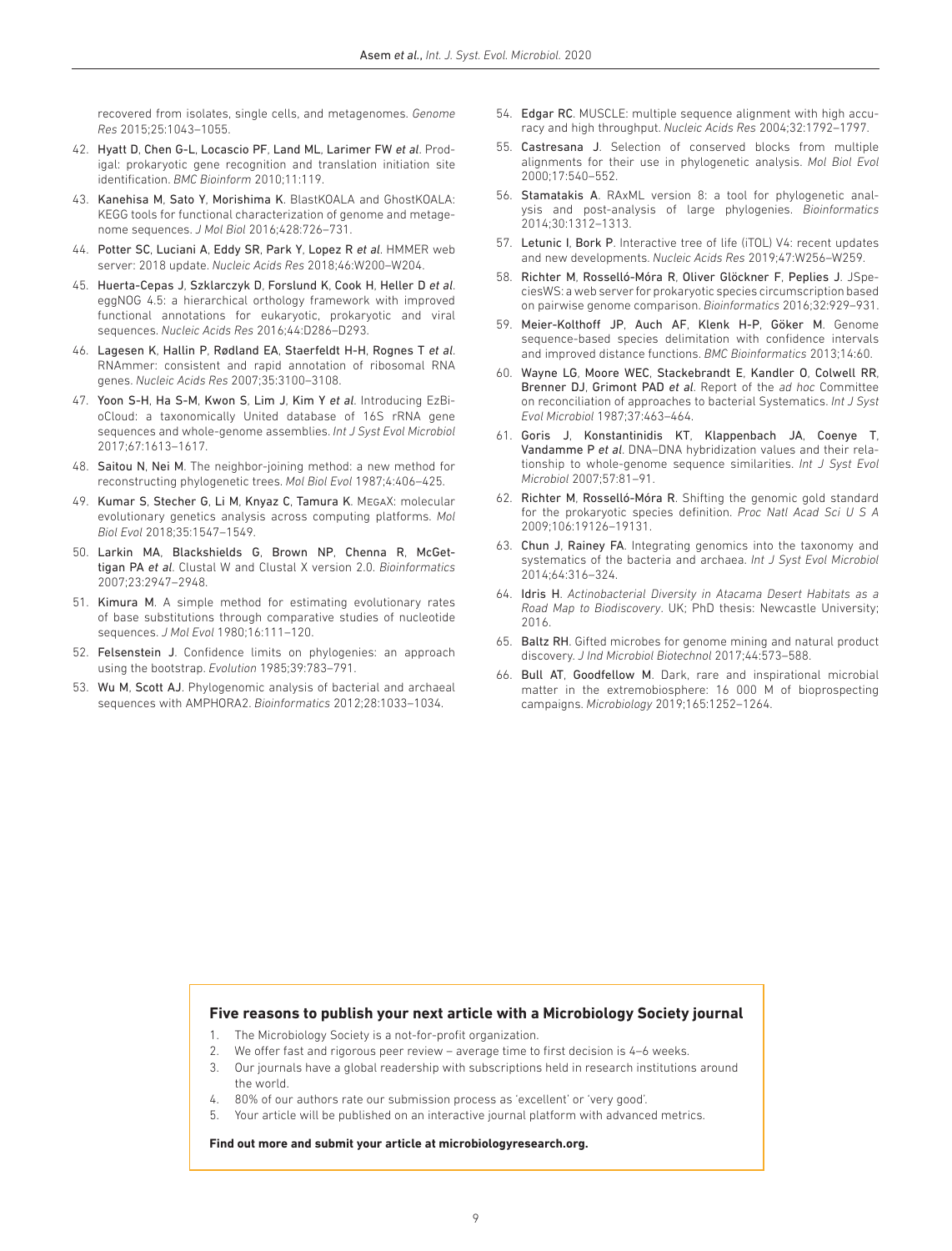recovered from isolates, single cells, and metagenomes. *Genome Res* 2015;25:1043–1055.

42. Hyatt D, Chen G-L, Locascio PF, Land ML, Larimer FW *et al*. Prodigal: prokaryotic gene recognition and translation initiation site identification. *BMC Bioinform* 2010;11:119.
43. Kanehisa M, Sato Y, Morishima K. BlastKOALA and GhostKOALA: KEGG tools for functional characterization of genome and metagenome sequences. *J Mol Biol* 2016;428:726–731.
44. Potter SC, Luciani A, Eddy SR, Park Y, Lopez R *et al*. HMMER web server: 2018 update. *Nucleic Acids Res* 2018;46:W200–W204.
45. Huerta-Cepas J, Szklarczyk D, Forslund K, Cook H, Heller D *et al*. eggNOG 4.5: a hierarchical orthology framework with improved functional annotations for eukaryotic, prokaryotic and viral sequences. *Nucleic Acids Res* 2016;44:D286–D293.
46. Lagesen K, Hallin P, Rødland EA, Staerfeldt H-H, Rognes T *et al*. RNAmmer: consistent and rapid annotation of ribosomal RNA genes. *Nucleic Acids Res* 2007;35:3100–3108.
47. Yoon S-H, Ha S-M, Kwon S, Lim J, Kim Y *et al*. Introducing EzBioCloud: a taxonomically United database of 16S rRNA gene sequences and whole-genome assemblies. *Int J Syst Evol Microbiol* 2017;67:1613–1617.
48. Saitou N, Nei M. The neighbor-joining method: a new method for reconstructing phylogenetic trees. *Mol Biol Evol* 1987;4:406–425.
49. Kumar S, Stecher G, Li M, Knyaz C, Tamura K. MEGAX: molecular evolutionary genetics analysis across computing platforms. *Mol Biol Evol* 2018;35:1547–1549.
50. Larkin MA, Blackshields G, Brown NP, Chenna R, McGettigan PA *et al*. Clustal W and Clustal X version 2.0. *Bioinformatics* 2007;23:2947–2948.
51. Kimura M. A simple method for estimating evolutionary rates of base substitutions through comparative studies of nucleotide sequences. *J Mol Evol* 1980;16:111–120.
52. Felsenstein J. Confidence limits on phylogenies: an approach using the bootstrap. *Evolution* 1985;39:783–791.
53. Wu M, Scott AJ. Phylogenomic analysis of bacterial and archaeal sequences with AMPHORA2. *Bioinformatics* 2012;28:1033–1034.
54. Edgar RC. MUSCLE: multiple sequence alignment with high accuracy and high throughput. *Nucleic Acids Res* 2004;32:1792–1797.
55. Castresana J. Selection of conserved blocks from multiple alignments for their use in phylogenetic analysis. *Mol Biol Evol* 2000;17:540–552.
56. Stamatakis A. RAxML version 8: a tool for phylogenetic analysis and post-analysis of large phylogenies. *Bioinformatics* 2014;30:1312–1313.
57. Letunic I, Bork P. Interactive tree of life (iTOL) V4: recent updates and new developments. *Nucleic Acids Res* 2019;47:W256–W259.
58. Richter M, Rosselló-Móra R, Oliver Glöckner F, Peplies J. JSpeciesWS: a web server for prokaryotic species circumscription based on pairwise genome comparison. *Bioinformatics* 2016;32:929–931.
59. Meier-Kolthoff JP, Auch AF, Klenk H-P, Göker M. Genome sequence-based species delimitation with confidence intervals and improved distance functions. *BMC Bioinformatics* 2013;14:60.
60. Wayne LG, Moore WEC, Stackebrandt E, Kandler O, Colwell RR, Brenner DJ, Grimont PAD *et al*. Report of the *ad hoc* Committee on reconciliation of approaches to bacterial Systematics. *Int J Syst Evol Microbiol* 1987;37:463–464.
61. Goris J, Konstantinidis KT, Klappenbach JA, Coenye T, Vandamme P *et al*. DNA–DNA hybridization values and their relationship to whole-genome sequence similarities. *Int J Syst Evol Microbiol* 2007;57:81–91.
62. Richter M, Rosselló-Móra R. Shifting the genomic gold standard for the prokaryotic species definition. *Proc Natl Acad Sci U S A* 2009;106:19126–19131.
63. Chun J, Rainey FA. Integrating genomics into the taxonomy and systematics of the bacteria and archaea. *Int J Syst Evol Microbiol* 2014;64:316–324.
64. Idris H. *Actinobacterial Diversity in Atacama Desert Habitats as a Road Map to Biodiscovery*. UK; PhD thesis: Newcastle University; 2016.
65. Baltz RH. Gifted microbes for genome mining and natural product discovery. *J Ind Microbiol Biotechnol* 2017;44:573–588.
66. Bull AT, Goodfellow M. Dark, rare and inspirational microbial matter in the extremobiosphere: 16 000 M of bioprospecting campaigns. *Microbiology* 2019;165:1252–1264.

**Five reasons to publish your next article with a Microbiology Society journal**

1. The Microbiology Society is a not-for-profit organization.
2. We offer fast and rigorous peer review – average time to first decision is 4–6 weeks.
3. Our journals have a global readership with subscriptions held in research institutions around the world.
4. 80% of our authors rate our submission process as 'excellent' or 'very good'.
5. Your article will be published on an interactive journal platform with advanced metrics.

**Find out more and submit your article at microbiologyresearch.org.**